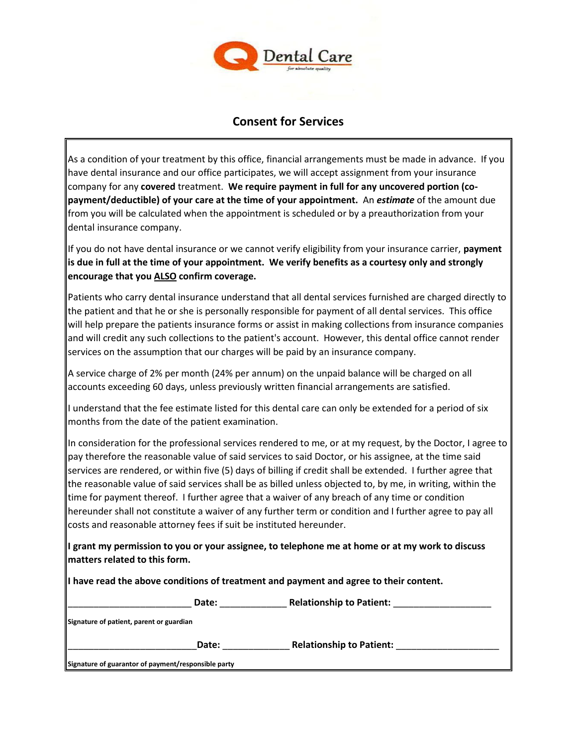Dental Care

for absolute quality

## Consent for Services

As a condition of your treatment by this office, financial arrangements must be made in advance. If you have dental insurance and our office participates, we will accept assignment from your insurance company for any **covered** treatment. **We require payment in full for any uncovered portion (co-payment/deductible) of your care at the time of your appointment.** An ***estimate*** of the amount due from you will be calculated when the appointment is scheduled or by a preauthorization from your dental insurance company.

If you do not have dental insurance or we cannot verify eligibility from your insurance carrier, **payment is due in full at the time of your appointment. We verify benefits as a courtesy only and strongly encourage that you <u>ALSO</u> confirm coverage.**

Patients who carry dental insurance understand that all dental services furnished are charged directly to the patient and that he or she is personally responsible for payment of all dental services. This office will help prepare the patients insurance forms or assist in making collections from insurance companies and will credit any such collections to the patient's account. However, this dental office cannot render services on the assumption that our charges will be paid by an insurance company.

A service charge of 2% per month (24% per annum) on the unpaid balance will be charged on all accounts exceeding 60 days, unless previously written financial arrangements are satisfied.

I understand that the fee estimate listed for this dental care can only be extended for a period of six months from the date of the patient examination.

In consideration for the professional services rendered to me, or at my request, by the Doctor, I agree to pay therefore the reasonable value of said services to said Doctor, or his assignee, at the time said services are rendered, or within five (5) days of billing if credit shall be extended. I further agree that the reasonable value of said services shall be as billed unless objected to, by me, in writing, within the time for payment thereof. I further agree that a waiver of any breach of any time or condition hereunder shall not constitute a waiver of any further term or condition and I further agree to pay all costs and reasonable attorney fees if suit be instituted hereunder.

**I grant my permission to you or your assignee, to telephone me at home or at my work to discuss matters related to this form.**

**I have read the above conditions of treatment and payment and agree to their content.**

________________________ **Date:** _____________ **Relationship to Patient:** ___________________

**Signature of patient, parent or guardian**

_________________________ **Date:** _____________ **Relationship to Patient:** ____________________

**Signature of guarantor of payment/responsible party**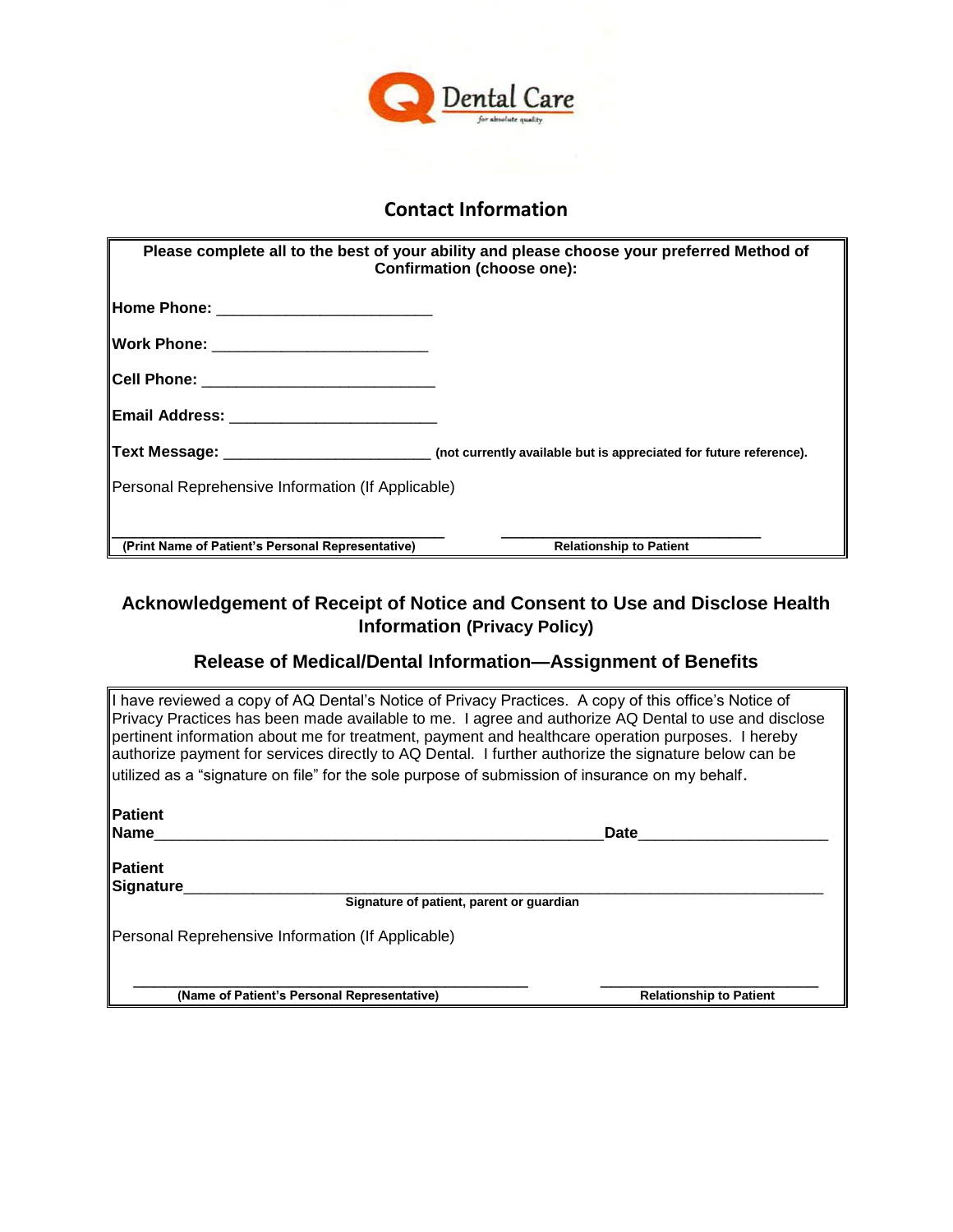# Contact Information

**Please complete all to the best of your ability and please choose your preferred Method of Confirmation (choose one):**

**Home Phone:** ________________________

**Work Phone:** ________________________

**Cell Phone:** __________________________

**Email Address:** _______________________

**Text Message:** _______________________ **(not currently available but is appreciated for future reference).**

Personal Reprehensive Information (If Applicable)

_____________________________________ _____________________________

**(Print Name of Patient's Personal Representative)** **Relationship to Patient**

## Acknowledgement of Receipt of Notice and Consent to Use and Disclose Health Information (Privacy Policy)

### Release of Medical/Dental Information—Assignment of Benefits

I have reviewed a copy of AQ Dental's Notice of Privacy Practices. A copy of this office's Notice of Privacy Practices has been made available to me. I agree and authorize AQ Dental to use and disclose pertinent information about me for treatment, payment and healthcare operation purposes. I hereby authorize payment for services directly to AQ Dental. I further authorize the signature below can be utilized as a "signature on file" for the sole purpose of submission of insurance on my behalf.

**Patient Name**__________________________________________________**Date**_____________________

**Patient Signature**______________________________________________________________________

**Signature of patient, parent or guardian**

Personal Reprehensive Information (If Applicable)

____________________________________________ ________________________

**(Name of Patient's Personal Representative)** **Relationship to Patient**